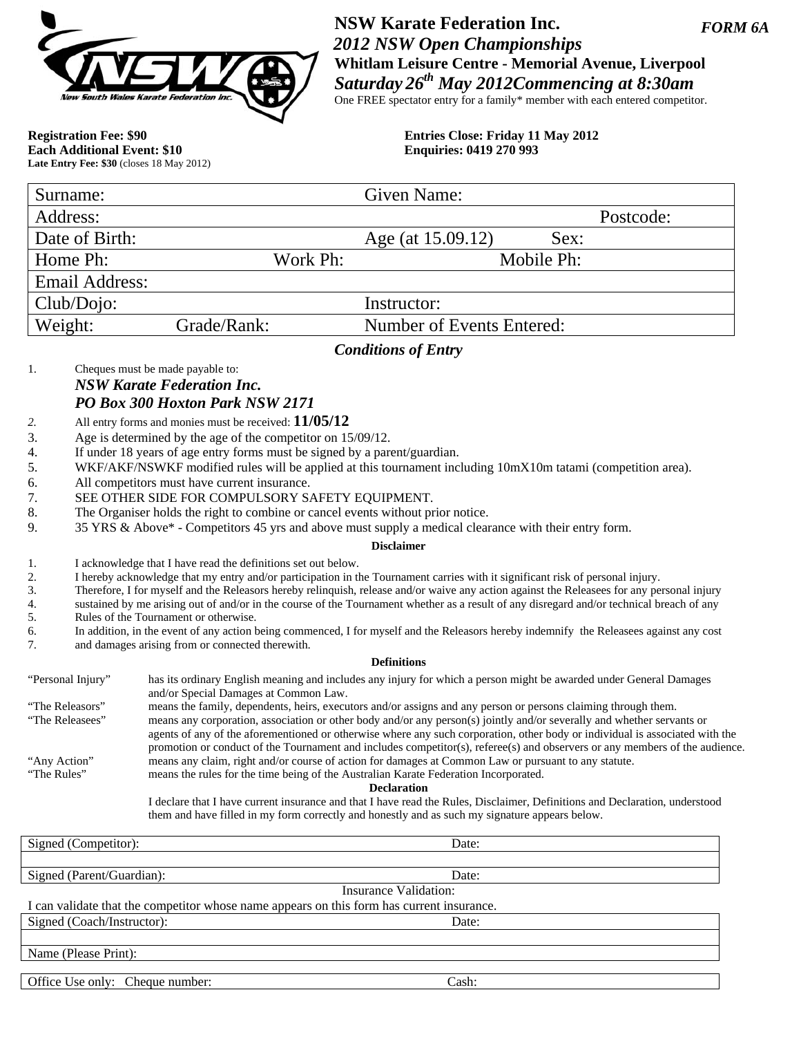# NSW Karate Federation Inc.

***FORM 6A***

***2012 NSW Open Championships***

**Whitlam Leisure Centre - Memorial Avenue, Liverpool**

***Saturday 26th May 2012Commencing at 8:30am***

One FREE spectator entry for a family* member with each entered competitor.

**Registration Fee: $90**
**Each Additional Event: $10**
**Late Entry Fee: $30** (closes 18 May 2012)

**Entries Close: Friday 11 May 2012**
**Enquiries: 0419 270 993**

| Surname: | | Given Name: | |
|---|---|---|---|
| Address: | | | Postcode: |
| Date of Birth: | | Age (at 15.09.12) | Sex: |
| Home Ph: | Work Ph: | | Mobile Ph: |
| Email Address: | | | |
| Club/Dojo: | | Instructor: | |
| Weight: | Grade/Rank: | Number of Events Entered: | |

## *Conditions of Entry*

1. Cheques must be made payable to:
   ***NSW Karate Federation Inc.***
   ***PO Box 300 Hoxton Park NSW 2171***
2. All entry forms and monies must be received: **11/05/12**
3. Age is determined by the age of the competitor on 15/09/12.
4. If under 18 years of age entry forms must be signed by a parent/guardian.
5. WKF/AKF/NSWKF modified rules will be applied at this tournament including 10mX10m tatami (competition area).
6. All competitors must have current insurance.
7. SEE OTHER SIDE FOR COMPULSORY SAFETY EQUIPMENT.
8. The Organiser holds the right to combine or cancel events without prior notice.
9. 35 YRS & Above* - Competitors 45 yrs and above must supply a medical clearance with their entry form.

**Disclaimer**

1. I acknowledge that I have read the definitions set out below.
2. I hereby acknowledge that my entry and/or participation in the Tournament carries with it significant risk of personal injury.
3. Therefore, I for myself and the Releasors hereby relinquish, release and/or waive any action against the Releasees for any personal injury
4. sustained by me arising out of and/or in the course of the Tournament whether as a result of any disregard and/or technical breach of any
5. Rules of the Tournament or otherwise.
6. In addition, in the event of any action being commenced, I for myself and the Releasors hereby indemnify the Releasees against any cost
7. and damages arising from or connected therewith.

**Definitions**

"Personal Injury" has its ordinary English meaning and includes any injury for which a person might be awarded under General Damages and/or Special Damages at Common Law.

"The Releasors" means the family, dependents, heirs, executors and/or assigns and any person or persons claiming through them.

"The Releasees" means any corporation, association or other body and/or any person(s) jointly and/or severally and whether servants or agents of any of the aforementioned or otherwise where any such corporation, other body or individual is associated with the promotion or conduct of the Tournament and includes competitor(s), referee(s) and observers or any members of the audience.

"Any Action" means any claim, right and/or course of action for damages at Common Law or pursuant to any statute.

"The Rules" means the rules for the time being of the Australian Karate Federation Incorporated.

**Declaration**

I declare that I have current insurance and that I have read the Rules, Disclaimer, Definitions and Declaration, understood them and have filled in my form correctly and honestly and as such my signature appears below.

| Signed (Competitor): | Date: |
|---|---|
| | |
| Signed (Parent/Guardian): | Date: |

Insurance Validation:

I can validate that the competitor whose name appears on this form has current insurance.

| Signed (Coach/Instructor): | Date: |
|---|---|
| | |
| Name (Please Print): | |

| Office Use only: Cheque number: | Cash: |
|---|---|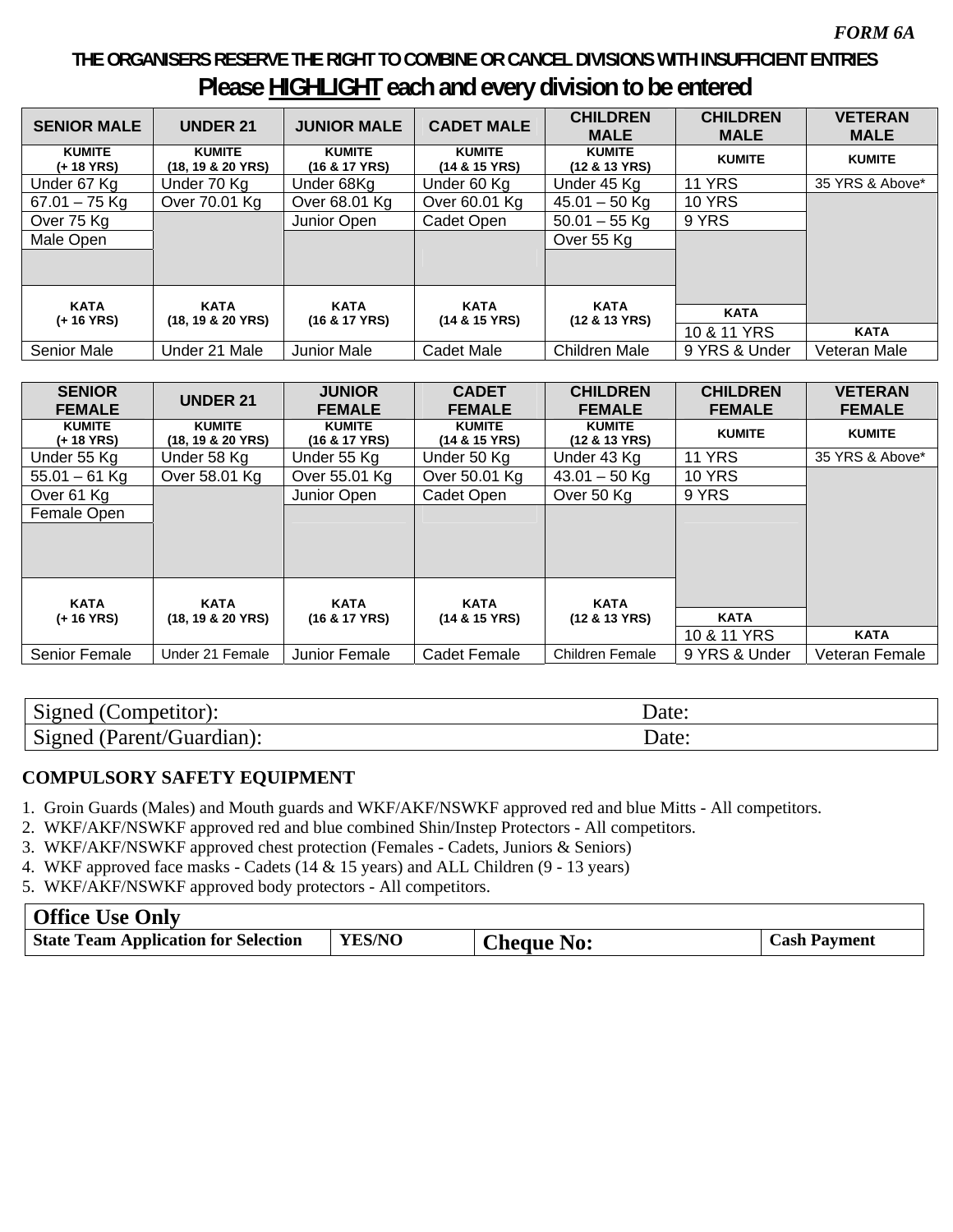*FORM 6A*

**THE ORGANISERS RESERVE THE RIGHT TO COMBINE OR CANCEL DIVISIONS WITH INSUFFICIENT ENTRIES**

## Please HIGHLIGHT each and every division to be entered

| SENIOR MALE | UNDER 21 | JUNIOR MALE | CADET MALE | CHILDREN MALE | CHILDREN MALE | VETERAN MALE |
|---|---|---|---|---|---|---|
| **KUMITE (+ 18 YRS)** | **KUMITE (18, 19 & 20 YRS)** | **KUMITE (16 & 17 YRS)** | **KUMITE (14 & 15 YRS)** | **KUMITE (12 & 13 YRS)** | **KUMITE** | **KUMITE** |
| Under 67 Kg | Under 70 Kg | Under 68Kg | Under 60 Kg | Under 45 Kg | 11 YRS | 35 YRS & Above* |
| 67.01 – 75 Kg | Over 70.01 Kg | Over 68.01 Kg | Over 60.01 Kg | 45.01 – 50 Kg | 10 YRS | |
| Over 75 Kg | | Junior Open | Cadet Open | 50.01 – 55 Kg | 9 YRS | |
| Male Open | | | | Over 55 Kg | | |
| **KATA (+ 16 YRS)** | **KATA (18, 19 & 20 YRS)** | **KATA (16 & 17 YRS)** | **KATA (14 & 15 YRS)** | **KATA (12 & 13 YRS)** | **KATA** | |
| | | | | | 10 & 11 YRS | **KATA** |
| Senior Male | Under 21 Male | Junior Male | Cadet Male | Children Male | 9 YRS & Under | Veteran Male |

| SENIOR FEMALE | UNDER 21 | JUNIOR FEMALE | CADET FEMALE | CHILDREN FEMALE | CHILDREN FEMALE | VETERAN FEMALE |
|---|---|---|---|---|---|---|
| **KUMITE (+ 18 YRS)** | **KUMITE (18, 19 & 20 YRS)** | **KUMITE (16 & 17 YRS)** | **KUMITE (14 & 15 YRS)** | **KUMITE (12 & 13 YRS)** | **KUMITE** | **KUMITE** |
| Under 55 Kg | Under 58 Kg | Under 55 Kg | Under 50 Kg | Under 43 Kg | 11 YRS | 35 YRS & Above* |
| 55.01 – 61 Kg | Over 58.01 Kg | Over 55.01 Kg | Over 50.01 Kg | 43.01 – 50 Kg | 10 YRS | |
| Over 61 Kg | | Junior Open | Cadet Open | Over 50 Kg | 9 YRS | |
| Female Open | | | | | | |
| **KATA (+ 16 YRS)** | **KATA (18, 19 & 20 YRS)** | **KATA (16 & 17 YRS)** | **KATA (14 & 15 YRS)** | **KATA (12 & 13 YRS)** | **KATA** | |
| | | | | | 10 & 11 YRS | **KATA** |
| Senior Female | Under 21 Female | Junior Female | Cadet Female | Children Female | 9 YRS & Under | Veteran Female |

| | |
|---|---|
| Signed (Competitor): | Date: |
| Signed (Parent/Guardian): | Date: |

**COMPULSORY SAFETY EQUIPMENT**

1. Groin Guards (Males) and Mouth guards and WKF/AKF/NSWKF approved red and blue Mitts - All competitors.
2. WKF/AKF/NSWKF approved red and blue combined Shin/Instep Protectors - All competitors.
3. WKF/AKF/NSWKF approved chest protection (Females - Cadets, Juniors & Seniors)
4. WKF approved face masks - Cadets (14 & 15 years) and ALL Children (9 - 13 years)
5. WKF/AKF/NSWKF approved body protectors - All competitors.

| **Office Use Only** | | | |
|---|---|---|---|
| **State Team Application for Selection** | **YES/NO** | **Cheque No:** | **Cash Payment** |